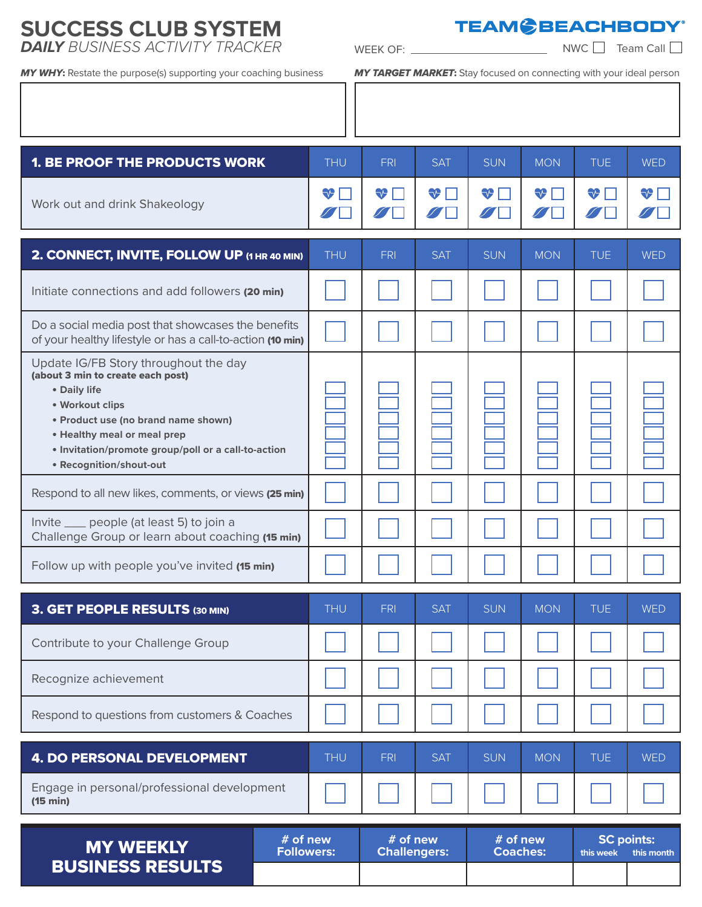# SUCCESS CLUB SYSTEM

***DAILY** BUSINESS ACTIVITY TRACKER*

TEAM BEACHBODY

WEEK OF: ______________________ NWC ☐ Team Call ☐

***MY WHY:*** Restate the purpose(s) supporting your coaching business

***MY TARGET MARKET:*** Stay focused on connecting with your ideal person

| 1. BE PROOF THE PRODUCTS WORK | THU | FRI | SAT | SUN | MON | TUE | WED |
|---|---|---|---|---|---|---|---|
| Work out and drink Shakeology | ☐ ☐ | ☐ ☐ | ☐ ☐ | ☐ ☐ | ☐ ☐ | ☐ ☐ | ☐ ☐ |

| 2. CONNECT, INVITE, FOLLOW UP (1 HR 40 MIN) | THU | FRI | SAT | SUN | MON | TUE | WED |
|---|---|---|---|---|---|---|---|
| Initiate connections and add followers **(20 min)** | ☐ | ☐ | ☐ | ☐ | ☐ | ☐ | ☐ |
| Do a social media post that showcases the benefits of your healthy lifestyle or has a call-to-action **(10 min)** | ☐ | ☐ | ☐ | ☐ | ☐ | ☐ | ☐ |
| Update IG/FB Story throughout the day **(about 3 min to create each post)** <br>• **Daily life** <br>• **Workout clips** <br>• **Product use (no brand name shown)** <br>• **Healthy meal or meal prep** <br>• **Invitation/promote group/poll or a call-to-action** <br>• **Recognition/shout-out** | ☐☐☐☐☐☐ | ☐☐☐☐☐☐ | ☐☐☐☐☐☐ | ☐☐☐☐☐☐ | ☐☐☐☐☐☐ | ☐☐☐☐☐☐ | ☐☐☐☐☐☐ |
| Respond to all new likes, comments, or views **(25 min)** | ☐ | ☐ | ☐ | ☐ | ☐ | ☐ | ☐ |
| Invite ____ people (at least 5) to join a Challenge Group or learn about coaching **(15 min)** | ☐ | ☐ | ☐ | ☐ | ☐ | ☐ | ☐ |
| Follow up with people you've invited **(15 min)** | ☐ | ☐ | ☐ | ☐ | ☐ | ☐ | ☐ |

| 3. GET PEOPLE RESULTS (30 MIN) | THU | FRI | SAT | SUN | MON | TUE | WED |
|---|---|---|---|---|---|---|---|
| Contribute to your Challenge Group | ☐ | ☐ | ☐ | ☐ | ☐ | ☐ | ☐ |
| Recognize achievement | ☐ | ☐ | ☐ | ☐ | ☐ | ☐ | ☐ |
| Respond to questions from customers & Coaches | ☐ | ☐ | ☐ | ☐ | ☐ | ☐ | ☐ |

| 4. DO PERSONAL DEVELOPMENT | THU | FRI | SAT | SUN | MON | TUE | WED |
|---|---|---|---|---|---|---|---|
| Engage in personal/professional development **(15 min)** | ☐ | ☐ | ☐ | ☐ | ☐ | ☐ | ☐ |

| MY WEEKLY BUSINESS RESULTS | # of new Followers: | # of new Challengers: | # of new Coaches: | SC points: this week | SC points: this month |
|---|---|---|---|---|---|
| | | | | | |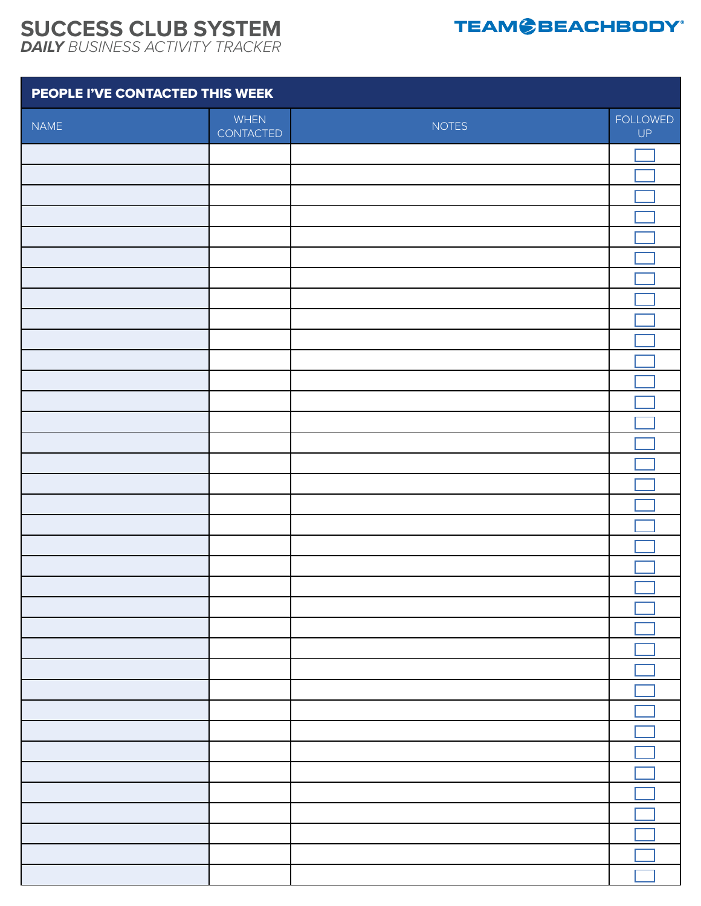# SUCCESS CLUB SYSTEM

***DAILY*** *BUSINESS ACTIVITY TRACKER*

TEAM BEACHBODY®

## PEOPLE I'VE CONTACTED THIS WEEK

| NAME | WHEN CONTACTED | NOTES | FOLLOWED UP |
|---|---|---|---|
| | | | ☐ |
| | | | ☐ |
| | | | ☐ |
| | | | ☐ |
| | | | ☐ |
| | | | ☐ |
| | | | ☐ |
| | | | ☐ |
| | | | ☐ |
| | | | ☐ |
| | | | ☐ |
| | | | ☐ |
| | | | ☐ |
| | | | ☐ |
| | | | ☐ |
| | | | ☐ |
| | | | ☐ |
| | | | ☐ |
| | | | ☐ |
| | | | ☐ |
| | | | ☐ |
| | | | ☐ |
| | | | ☐ |
| | | | ☐ |
| | | | ☐ |
| | | | ☐ |
| | | | ☐ |
| | | | ☐ |
| | | | ☐ |
| | | | ☐ |
| | | | ☐ |
| | | | ☐ |
| | | | ☐ |
| | | | ☐ |
| | | | ☐ |
| | | | ☐ |